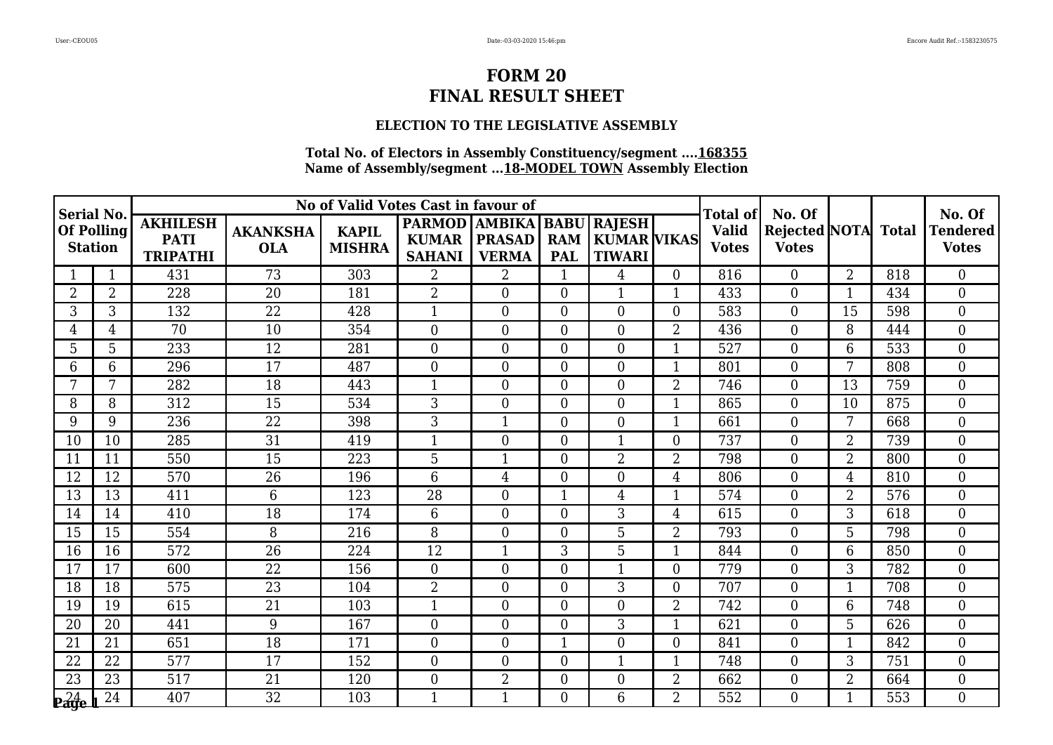# FORM 20
# FINAL RESULT SHEET

### ELECTION TO THE LEGISLATIVE ASSEMBLY

**Total No. of Electors in Assembly Constituency/segment ....168355**
**Name of Assembly/segment ...18-MODEL TOWN Assembly Election**

| Serial No. Of Polling Station | | No of Valid Votes Cast in favour of | | | | | | | | Total of Valid Votes | No. Of Rejected Votes | NOTA | Total | No. Of Tendered Votes |
|---|---|---|---|---|---|---|---|---|---|---|---|---|---|---|
| | | AKHILESH PATI TRIPATHI | AKANKSHA OLA | KAPIL MISHRA | PARMOD KUMAR SAHANI | AMBIKA PRASAD VERMA | BABU RAM PAL | RAJESH KUMAR TIWARI | VIKAS | | | | | |
| 1 | 1 | 431 | 73 | 303 | 2 | 2 | 1 | 4 | 0 | 816 | 0 | 2 | 818 | 0 |
| 2 | 2 | 228 | 20 | 181 | 2 | 0 | 0 | 1 | 1 | 433 | 0 | 1 | 434 | 0 |
| 3 | 3 | 132 | 22 | 428 | 1 | 0 | 0 | 0 | 0 | 583 | 0 | 15 | 598 | 0 |
| 4 | 4 | 70 | 10 | 354 | 0 | 0 | 0 | 0 | 2 | 436 | 0 | 8 | 444 | 0 |
| 5 | 5 | 233 | 12 | 281 | 0 | 0 | 0 | 0 | 1 | 527 | 0 | 6 | 533 | 0 |
| 6 | 6 | 296 | 17 | 487 | 0 | 0 | 0 | 0 | 1 | 801 | 0 | 7 | 808 | 0 |
| 7 | 7 | 282 | 18 | 443 | 1 | 0 | 0 | 0 | 2 | 746 | 0 | 13 | 759 | 0 |
| 8 | 8 | 312 | 15 | 534 | 3 | 0 | 0 | 0 | 1 | 865 | 0 | 10 | 875 | 0 |
| 9 | 9 | 236 | 22 | 398 | 3 | 1 | 0 | 0 | 1 | 661 | 0 | 7 | 668 | 0 |
| 10 | 10 | 285 | 31 | 419 | 1 | 0 | 0 | 1 | 0 | 737 | 0 | 2 | 739 | 0 |
| 11 | 11 | 550 | 15 | 223 | 5 | 1 | 0 | 2 | 2 | 798 | 0 | 2 | 800 | 0 |
| 12 | 12 | 570 | 26 | 196 | 6 | 4 | 0 | 0 | 4 | 806 | 0 | 4 | 810 | 0 |
| 13 | 13 | 411 | 6 | 123 | 28 | 0 | 1 | 4 | 1 | 574 | 0 | 2 | 576 | 0 |
| 14 | 14 | 410 | 18 | 174 | 6 | 0 | 0 | 3 | 4 | 615 | 0 | 3 | 618 | 0 |
| 15 | 15 | 554 | 8 | 216 | 8 | 0 | 0 | 5 | 2 | 793 | 0 | 5 | 798 | 0 |
| 16 | 16 | 572 | 26 | 224 | 12 | 1 | 3 | 5 | 1 | 844 | 0 | 6 | 850 | 0 |
| 17 | 17 | 600 | 22 | 156 | 0 | 0 | 0 | 1 | 0 | 779 | 0 | 3 | 782 | 0 |
| 18 | 18 | 575 | 23 | 104 | 2 | 0 | 0 | 3 | 0 | 707 | 0 | 1 | 708 | 0 |
| 19 | 19 | 615 | 21 | 103 | 1 | 0 | 0 | 0 | 2 | 742 | 0 | 6 | 748 | 0 |
| 20 | 20 | 441 | 9 | 167 | 0 | 0 | 0 | 3 | 1 | 621 | 0 | 5 | 626 | 0 |
| 21 | 21 | 651 | 18 | 171 | 0 | 0 | 1 | 0 | 0 | 841 | 0 | 1 | 842 | 0 |
| 22 | 22 | 577 | 17 | 152 | 0 | 0 | 0 | 1 | 1 | 748 | 0 | 3 | 751 | 0 |
| 23 | 23 | 517 | 21 | 120 | 0 | 2 | 0 | 0 | 2 | 662 | 0 | 2 | 664 | 0 |
| 24 | 24 | 407 | 32 | 103 | 1 | 1 | 0 | 6 | 2 | 552 | 0 | 1 | 553 | 0 |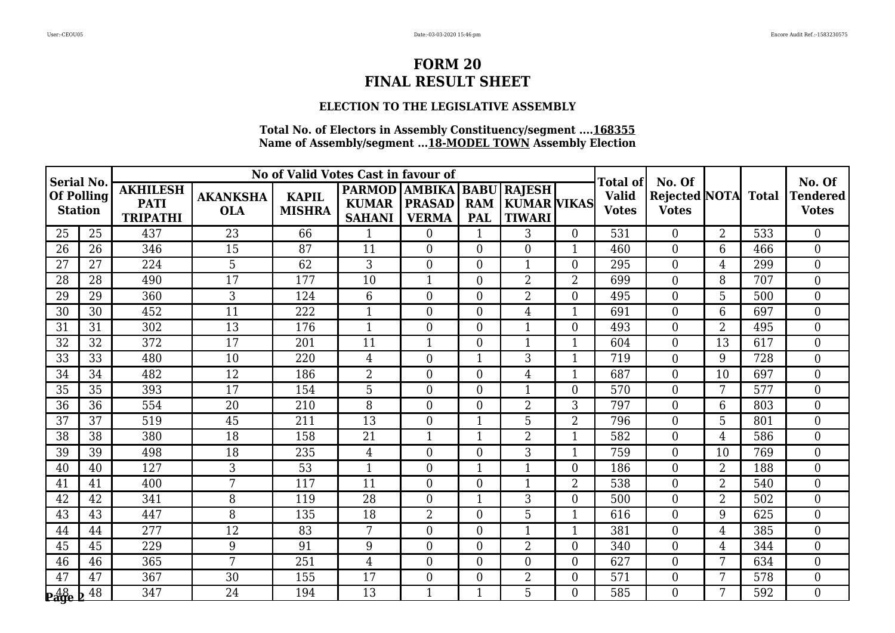# FORM 20
# FINAL RESULT SHEET

### ELECTION TO THE LEGISLATIVE ASSEMBLY

**Total No. of Electors in Assembly Constituency/segment ....168355**
**Name of Assembly/segment ...18-MODEL TOWN Assembly Election**

| Serial No. Of Polling Station | | No of Valid Votes Cast in favour of | | | | | | | | Total of Valid Votes | No. Of Rejected Votes | NOTA | Total | No. Of Tendered Votes |
|---|---|---|---|---|---|---|---|---|---|---|---|---|---|---|
| | | AKHILESH PATI TRIPATHI | AKANKSHA OLA | KAPIL MISHRA | PARMOD KUMAR SAHANI | AMBIKA PRASAD VERMA | BABU RAM PAL | RAJESH KUMAR TIWARI | VIKAS | | | | | |
| 25 | 25 | 437 | 23 | 66 | 1 | 0 | 1 | 3 | 0 | 531 | 0 | 2 | 533 | 0 |
| 26 | 26 | 346 | 15 | 87 | 11 | 0 | 0 | 0 | 1 | 460 | 0 | 6 | 466 | 0 |
| 27 | 27 | 224 | 5 | 62 | 3 | 0 | 0 | 1 | 0 | 295 | 0 | 4 | 299 | 0 |
| 28 | 28 | 490 | 17 | 177 | 10 | 1 | 0 | 2 | 2 | 699 | 0 | 8 | 707 | 0 |
| 29 | 29 | 360 | 3 | 124 | 6 | 0 | 0 | 2 | 0 | 495 | 0 | 5 | 500 | 0 |
| 30 | 30 | 452 | 11 | 222 | 1 | 0 | 0 | 4 | 1 | 691 | 0 | 6 | 697 | 0 |
| 31 | 31 | 302 | 13 | 176 | 1 | 0 | 0 | 1 | 0 | 493 | 0 | 2 | 495 | 0 |
| 32 | 32 | 372 | 17 | 201 | 11 | 1 | 0 | 1 | 1 | 604 | 0 | 13 | 617 | 0 |
| 33 | 33 | 480 | 10 | 220 | 4 | 0 | 1 | 3 | 1 | 719 | 0 | 9 | 728 | 0 |
| 34 | 34 | 482 | 12 | 186 | 2 | 0 | 0 | 4 | 1 | 687 | 0 | 10 | 697 | 0 |
| 35 | 35 | 393 | 17 | 154 | 5 | 0 | 0 | 1 | 0 | 570 | 0 | 7 | 577 | 0 |
| 36 | 36 | 554 | 20 | 210 | 8 | 0 | 0 | 2 | 3 | 797 | 0 | 6 | 803 | 0 |
| 37 | 37 | 519 | 45 | 211 | 13 | 0 | 1 | 5 | 2 | 796 | 0 | 5 | 801 | 0 |
| 38 | 38 | 380 | 18 | 158 | 21 | 1 | 1 | 2 | 1 | 582 | 0 | 4 | 586 | 0 |
| 39 | 39 | 498 | 18 | 235 | 4 | 0 | 0 | 3 | 1 | 759 | 0 | 10 | 769 | 0 |
| 40 | 40 | 127 | 3 | 53 | 1 | 0 | 1 | 1 | 0 | 186 | 0 | 2 | 188 | 0 |
| 41 | 41 | 400 | 7 | 117 | 11 | 0 | 0 | 1 | 2 | 538 | 0 | 2 | 540 | 0 |
| 42 | 42 | 341 | 8 | 119 | 28 | 0 | 1 | 3 | 0 | 500 | 0 | 2 | 502 | 0 |
| 43 | 43 | 447 | 8 | 135 | 18 | 2 | 0 | 5 | 1 | 616 | 0 | 9 | 625 | 0 |
| 44 | 44 | 277 | 12 | 83 | 7 | 0 | 0 | 1 | 1 | 381 | 0 | 4 | 385 | 0 |
| 45 | 45 | 229 | 9 | 91 | 9 | 0 | 0 | 2 | 0 | 340 | 0 | 4 | 344 | 0 |
| 46 | 46 | 365 | 7 | 251 | 4 | 0 | 0 | 0 | 0 | 627 | 0 | 7 | 634 | 0 |
| 47 | 47 | 367 | 30 | 155 | 17 | 0 | 0 | 2 | 0 | 571 | 0 | 7 | 578 | 0 |
| 48 | 48 | 347 | 24 | 194 | 13 | 1 | 1 | 5 | 0 | 585 | 0 | 7 | 592 | 0 |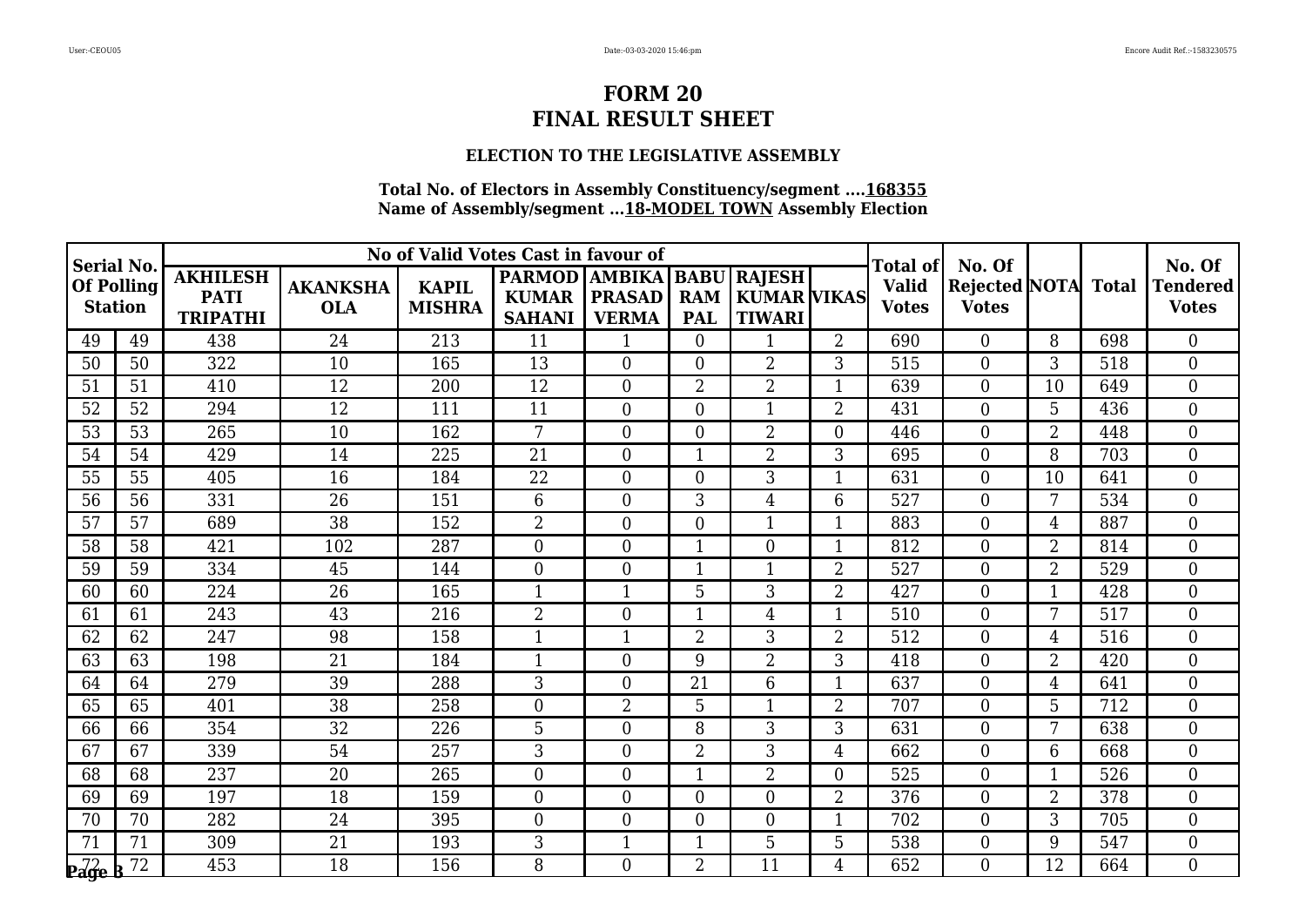# FORM 20
# FINAL RESULT SHEET

### ELECTION TO THE LEGISLATIVE ASSEMBLY

**Total No. of Electors in Assembly Constituency/segment ....168355**
**Name of Assembly/segment ...18-MODEL TOWN Assembly Election**

| Serial No. Of Polling Station | | No of Valid Votes Cast in favour of | | | | | | | | Total of Valid Votes | No. Of Rejected Votes | NOTA | Total | No. Of Tendered Votes |
|---|---|---|---|---|---|---|---|---|---|---|---|---|---|---|
| | | AKHILESH PATI TRIPATHI | AKANKSHA OLA | KAPIL MISHRA | PARMOD KUMAR SAHANI | AMBIKA PRASAD VERMA | BABU RAM PAL | RAJESH KUMAR TIWARI | VIKAS | | | | | |
| 49 | 49 | 438 | 24 | 213 | 11 | 1 | 0 | 1 | 2 | 690 | 0 | 8 | 698 | 0 |
| 50 | 50 | 322 | 10 | 165 | 13 | 0 | 0 | 2 | 3 | 515 | 0 | 3 | 518 | 0 |
| 51 | 51 | 410 | 12 | 200 | 12 | 0 | 2 | 2 | 1 | 639 | 0 | 10 | 649 | 0 |
| 52 | 52 | 294 | 12 | 111 | 11 | 0 | 0 | 1 | 2 | 431 | 0 | 5 | 436 | 0 |
| 53 | 53 | 265 | 10 | 162 | 7 | 0 | 0 | 2 | 0 | 446 | 0 | 2 | 448 | 0 |
| 54 | 54 | 429 | 14 | 225 | 21 | 0 | 1 | 2 | 3 | 695 | 0 | 8 | 703 | 0 |
| 55 | 55 | 405 | 16 | 184 | 22 | 0 | 0 | 3 | 1 | 631 | 0 | 10 | 641 | 0 |
| 56 | 56 | 331 | 26 | 151 | 6 | 0 | 3 | 4 | 6 | 527 | 0 | 7 | 534 | 0 |
| 57 | 57 | 689 | 38 | 152 | 2 | 0 | 0 | 1 | 1 | 883 | 0 | 4 | 887 | 0 |
| 58 | 58 | 421 | 102 | 287 | 0 | 0 | 1 | 0 | 1 | 812 | 0 | 2 | 814 | 0 |
| 59 | 59 | 334 | 45 | 144 | 0 | 0 | 1 | 1 | 2 | 527 | 0 | 2 | 529 | 0 |
| 60 | 60 | 224 | 26 | 165 | 1 | 1 | 5 | 3 | 2 | 427 | 0 | 1 | 428 | 0 |
| 61 | 61 | 243 | 43 | 216 | 2 | 0 | 1 | 4 | 1 | 510 | 0 | 7 | 517 | 0 |
| 62 | 62 | 247 | 98 | 158 | 1 | 1 | 2 | 3 | 2 | 512 | 0 | 4 | 516 | 0 |
| 63 | 63 | 198 | 21 | 184 | 1 | 0 | 9 | 2 | 3 | 418 | 0 | 2 | 420 | 0 |
| 64 | 64 | 279 | 39 | 288 | 3 | 0 | 21 | 6 | 1 | 637 | 0 | 4 | 641 | 0 |
| 65 | 65 | 401 | 38 | 258 | 0 | 2 | 5 | 1 | 2 | 707 | 0 | 5 | 712 | 0 |
| 66 | 66 | 354 | 32 | 226 | 5 | 0 | 8 | 3 | 3 | 631 | 0 | 7 | 638 | 0 |
| 67 | 67 | 339 | 54 | 257 | 3 | 0 | 2 | 3 | 4 | 662 | 0 | 6 | 668 | 0 |
| 68 | 68 | 237 | 20 | 265 | 0 | 0 | 1 | 2 | 0 | 525 | 0 | 1 | 526 | 0 |
| 69 | 69 | 197 | 18 | 159 | 0 | 0 | 0 | 0 | 2 | 376 | 0 | 2 | 378 | 0 |
| 70 | 70 | 282 | 24 | 395 | 0 | 0 | 0 | 0 | 1 | 702 | 0 | 3 | 705 | 0 |
| 71 | 71 | 309 | 21 | 193 | 3 | 1 | 1 | 5 | 5 | 538 | 0 | 9 | 547 | 0 |
| 72 | 72 | 453 | 18 | 156 | 8 | 0 | 2 | 11 | 4 | 652 | 0 | 12 | 664 | 0 |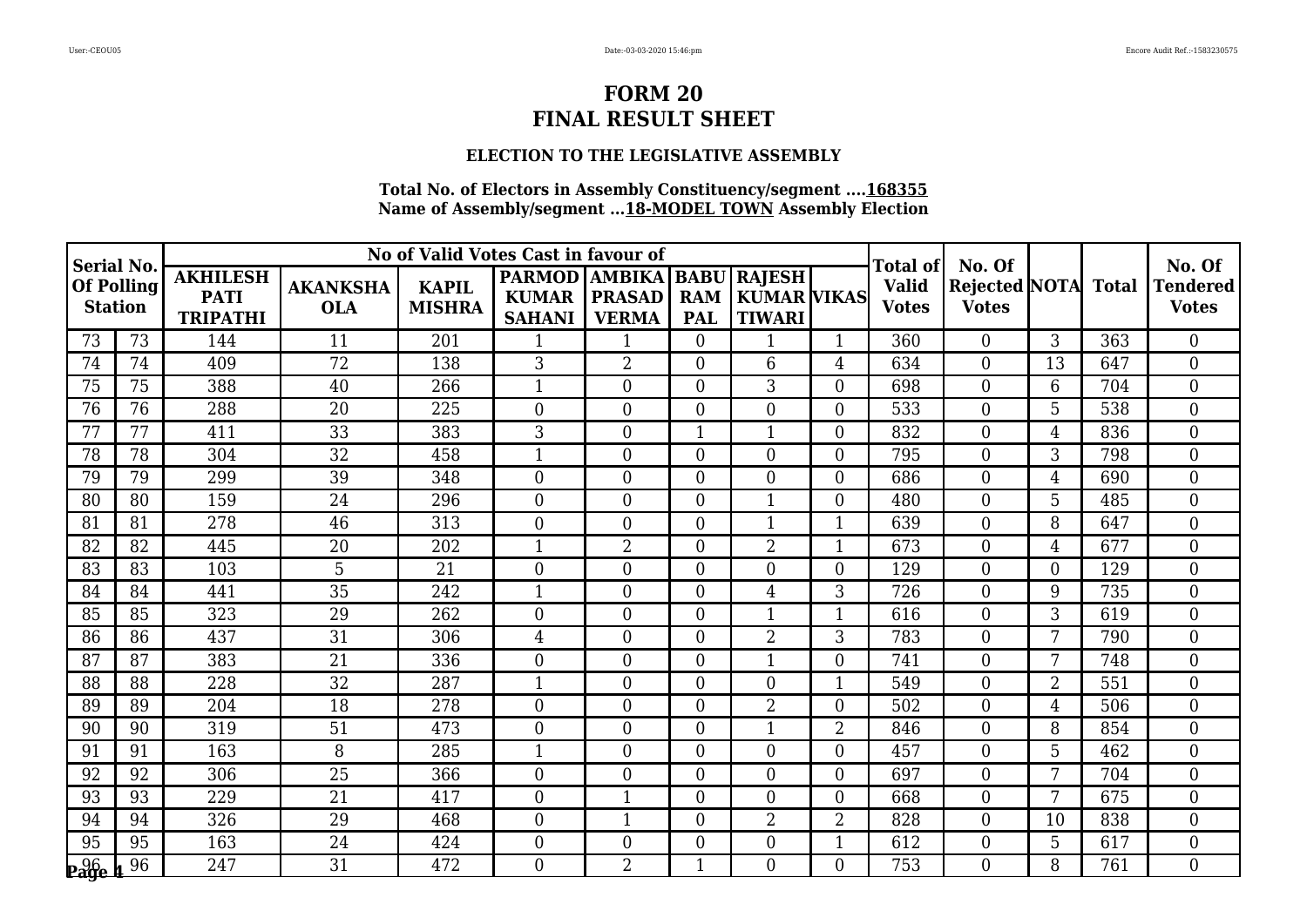# FORM 20
# FINAL RESULT SHEET

### ELECTION TO THE LEGISLATIVE ASSEMBLY

**Total No. of Electors in Assembly Constituency/segment ....168355**
**Name of Assembly/segment ...18-MODEL TOWN Assembly Election**

| Serial No. Of Polling Station | | No of Valid Votes Cast in favour of | | | | | | | | Total of Valid Votes | No. Of Rejected Votes | NOTA | Total | No. Of Tendered Votes |
|---|---|---|---|---|---|---|---|---|---|---|---|---|---|---|
| | | AKHILESH PATI TRIPATHI | AKANKSHA OLA | KAPIL MISHRA | PARMOD KUMAR SAHANI | AMBIKA PRASAD VERMA | BABU RAM PAL | RAJESH KUMAR TIWARI | VIKAS | | | | | |
| 73 | 73 | 144 | 11 | 201 | 1 | 1 | 0 | 1 | 1 | 360 | 0 | 3 | 363 | 0 |
| 74 | 74 | 409 | 72 | 138 | 3 | 2 | 0 | 6 | 4 | 634 | 0 | 13 | 647 | 0 |
| 75 | 75 | 388 | 40 | 266 | 1 | 0 | 0 | 3 | 0 | 698 | 0 | 6 | 704 | 0 |
| 76 | 76 | 288 | 20 | 225 | 0 | 0 | 0 | 0 | 0 | 533 | 0 | 5 | 538 | 0 |
| 77 | 77 | 411 | 33 | 383 | 3 | 0 | 1 | 1 | 0 | 832 | 0 | 4 | 836 | 0 |
| 78 | 78 | 304 | 32 | 458 | 1 | 0 | 0 | 0 | 0 | 795 | 0 | 3 | 798 | 0 |
| 79 | 79 | 299 | 39 | 348 | 0 | 0 | 0 | 0 | 0 | 686 | 0 | 4 | 690 | 0 |
| 80 | 80 | 159 | 24 | 296 | 0 | 0 | 0 | 1 | 0 | 480 | 0 | 5 | 485 | 0 |
| 81 | 81 | 278 | 46 | 313 | 0 | 0 | 0 | 1 | 1 | 639 | 0 | 8 | 647 | 0 |
| 82 | 82 | 445 | 20 | 202 | 1 | 2 | 0 | 2 | 1 | 673 | 0 | 4 | 677 | 0 |
| 83 | 83 | 103 | 5 | 21 | 0 | 0 | 0 | 0 | 0 | 129 | 0 | 0 | 129 | 0 |
| 84 | 84 | 441 | 35 | 242 | 1 | 0 | 0 | 4 | 3 | 726 | 0 | 9 | 735 | 0 |
| 85 | 85 | 323 | 29 | 262 | 0 | 0 | 0 | 1 | 1 | 616 | 0 | 3 | 619 | 0 |
| 86 | 86 | 437 | 31 | 306 | 4 | 0 | 0 | 2 | 3 | 783 | 0 | 7 | 790 | 0 |
| 87 | 87 | 383 | 21 | 336 | 0 | 0 | 0 | 1 | 0 | 741 | 0 | 7 | 748 | 0 |
| 88 | 88 | 228 | 32 | 287 | 1 | 0 | 0 | 0 | 1 | 549 | 0 | 2 | 551 | 0 |
| 89 | 89 | 204 | 18 | 278 | 0 | 0 | 0 | 2 | 0 | 502 | 0 | 4 | 506 | 0 |
| 90 | 90 | 319 | 51 | 473 | 0 | 0 | 0 | 1 | 2 | 846 | 0 | 8 | 854 | 0 |
| 91 | 91 | 163 | 8 | 285 | 1 | 0 | 0 | 0 | 0 | 457 | 0 | 5 | 462 | 0 |
| 92 | 92 | 306 | 25 | 366 | 0 | 0 | 0 | 0 | 0 | 697 | 0 | 7 | 704 | 0 |
| 93 | 93 | 229 | 21 | 417 | 0 | 1 | 0 | 0 | 0 | 668 | 0 | 7 | 675 | 0 |
| 94 | 94 | 326 | 29 | 468 | 0 | 1 | 0 | 2 | 2 | 828 | 0 | 10 | 838 | 0 |
| 95 | 95 | 163 | 24 | 424 | 0 | 0 | 0 | 0 | 1 | 612 | 0 | 5 | 617 | 0 |
| 96 | 96 | 247 | 31 | 472 | 0 | 2 | 1 | 0 | 0 | 753 | 0 | 8 | 761 | 0 |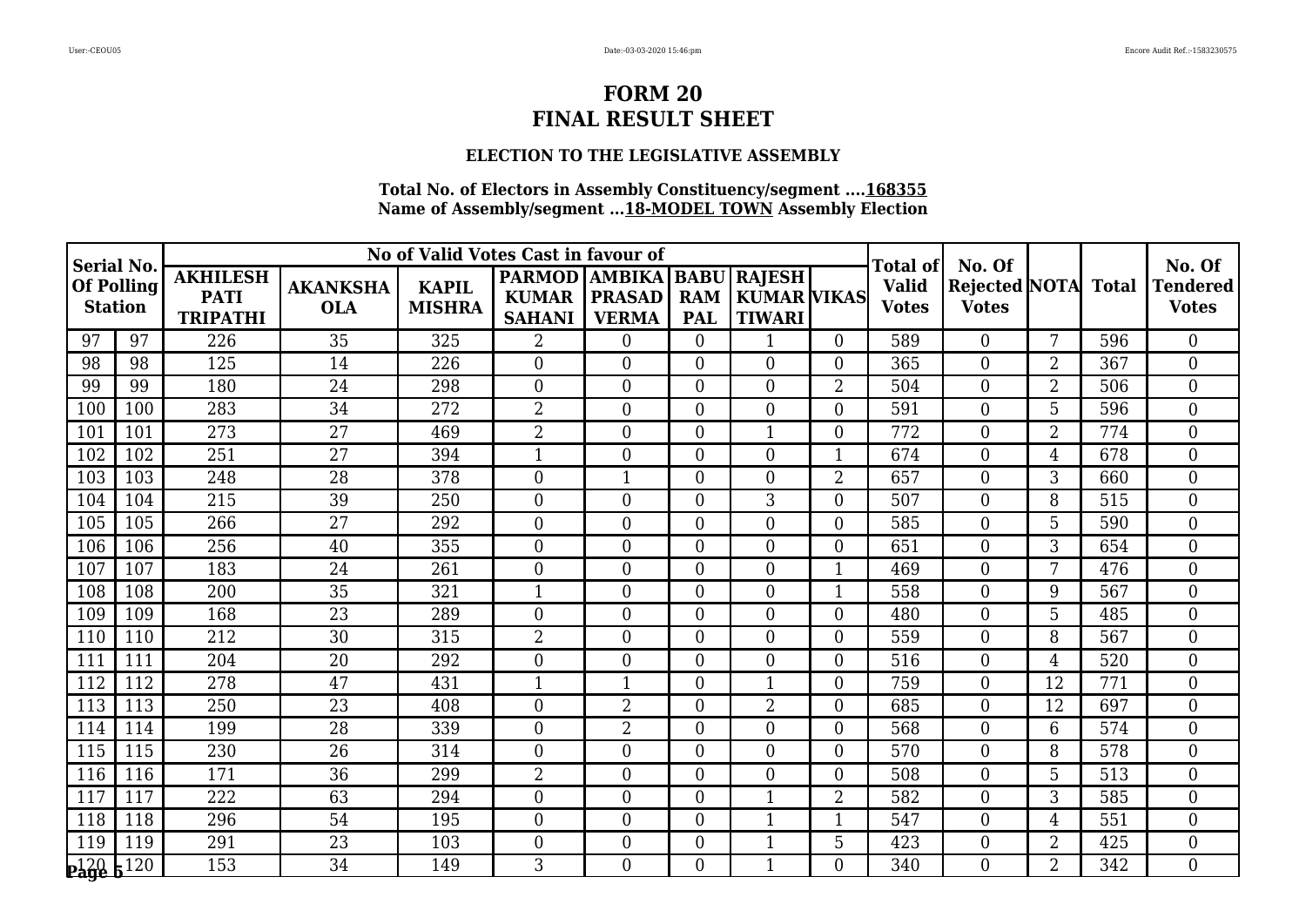# FORM 20
# FINAL RESULT SHEET

### ELECTION TO THE LEGISLATIVE ASSEMBLY

**Total No. of Electors in Assembly Constituency/segment ....168355**
**Name of Assembly/segment ...18-MODEL TOWN Assembly Election**

| Serial No. Of Polling Station | | No of Valid Votes Cast in favour of | | | | | | | | Total of Valid Votes | No. Of Rejected Votes | NOTA | Total | No. Of Tendered Votes |
|---|---|---|---|---|---|---|---|---|---|---|---|---|---|---|
| | | AKHILESH PATI TRIPATHI | AKANKSHA OLA | KAPIL MISHRA | PARMOD KUMAR SAHANI | AMBIKA PRASAD VERMA | BABU RAM PAL | RAJESH KUMAR TIWARI | VIKAS | | | | | |
| 97 | 97 | 226 | 35 | 325 | 2 | 0 | 0 | 1 | 0 | 589 | 0 | 7 | 596 | 0 |
| 98 | 98 | 125 | 14 | 226 | 0 | 0 | 0 | 0 | 0 | 365 | 0 | 2 | 367 | 0 |
| 99 | 99 | 180 | 24 | 298 | 0 | 0 | 0 | 0 | 2 | 504 | 0 | 2 | 506 | 0 |
| 100 | 100 | 283 | 34 | 272 | 2 | 0 | 0 | 0 | 0 | 591 | 0 | 5 | 596 | 0 |
| 101 | 101 | 273 | 27 | 469 | 2 | 0 | 0 | 1 | 0 | 772 | 0 | 2 | 774 | 0 |
| 102 | 102 | 251 | 27 | 394 | 1 | 0 | 0 | 0 | 1 | 674 | 0 | 4 | 678 | 0 |
| 103 | 103 | 248 | 28 | 378 | 0 | 1 | 0 | 0 | 2 | 657 | 0 | 3 | 660 | 0 |
| 104 | 104 | 215 | 39 | 250 | 0 | 0 | 0 | 3 | 0 | 507 | 0 | 8 | 515 | 0 |
| 105 | 105 | 266 | 27 | 292 | 0 | 0 | 0 | 0 | 0 | 585 | 0 | 5 | 590 | 0 |
| 106 | 106 | 256 | 40 | 355 | 0 | 0 | 0 | 0 | 0 | 651 | 0 | 3 | 654 | 0 |
| 107 | 107 | 183 | 24 | 261 | 0 | 0 | 0 | 0 | 1 | 469 | 0 | 7 | 476 | 0 |
| 108 | 108 | 200 | 35 | 321 | 1 | 0 | 0 | 0 | 1 | 558 | 0 | 9 | 567 | 0 |
| 109 | 109 | 168 | 23 | 289 | 0 | 0 | 0 | 0 | 0 | 480 | 0 | 5 | 485 | 0 |
| 110 | 110 | 212 | 30 | 315 | 2 | 0 | 0 | 0 | 0 | 559 | 0 | 8 | 567 | 0 |
| 111 | 111 | 204 | 20 | 292 | 0 | 0 | 0 | 0 | 0 | 516 | 0 | 4 | 520 | 0 |
| 112 | 112 | 278 | 47 | 431 | 1 | 1 | 0 | 1 | 0 | 759 | 0 | 12 | 771 | 0 |
| 113 | 113 | 250 | 23 | 408 | 0 | 2 | 0 | 2 | 0 | 685 | 0 | 12 | 697 | 0 |
| 114 | 114 | 199 | 28 | 339 | 0 | 2 | 0 | 0 | 0 | 568 | 0 | 6 | 574 | 0 |
| 115 | 115 | 230 | 26 | 314 | 0 | 0 | 0 | 0 | 0 | 570 | 0 | 8 | 578 | 0 |
| 116 | 116 | 171 | 36 | 299 | 2 | 0 | 0 | 0 | 0 | 508 | 0 | 5 | 513 | 0 |
| 117 | 117 | 222 | 63 | 294 | 0 | 0 | 0 | 1 | 2 | 582 | 0 | 3 | 585 | 0 |
| 118 | 118 | 296 | 54 | 195 | 0 | 0 | 0 | 1 | 1 | 547 | 0 | 4 | 551 | 0 |
| 119 | 119 | 291 | 23 | 103 | 0 | 0 | 0 | 1 | 5 | 423 | 0 | 2 | 425 | 0 |
| 120 | 120 | 153 | 34 | 149 | 3 | 0 | 0 | 1 | 0 | 340 | 0 | 2 | 342 | 0 |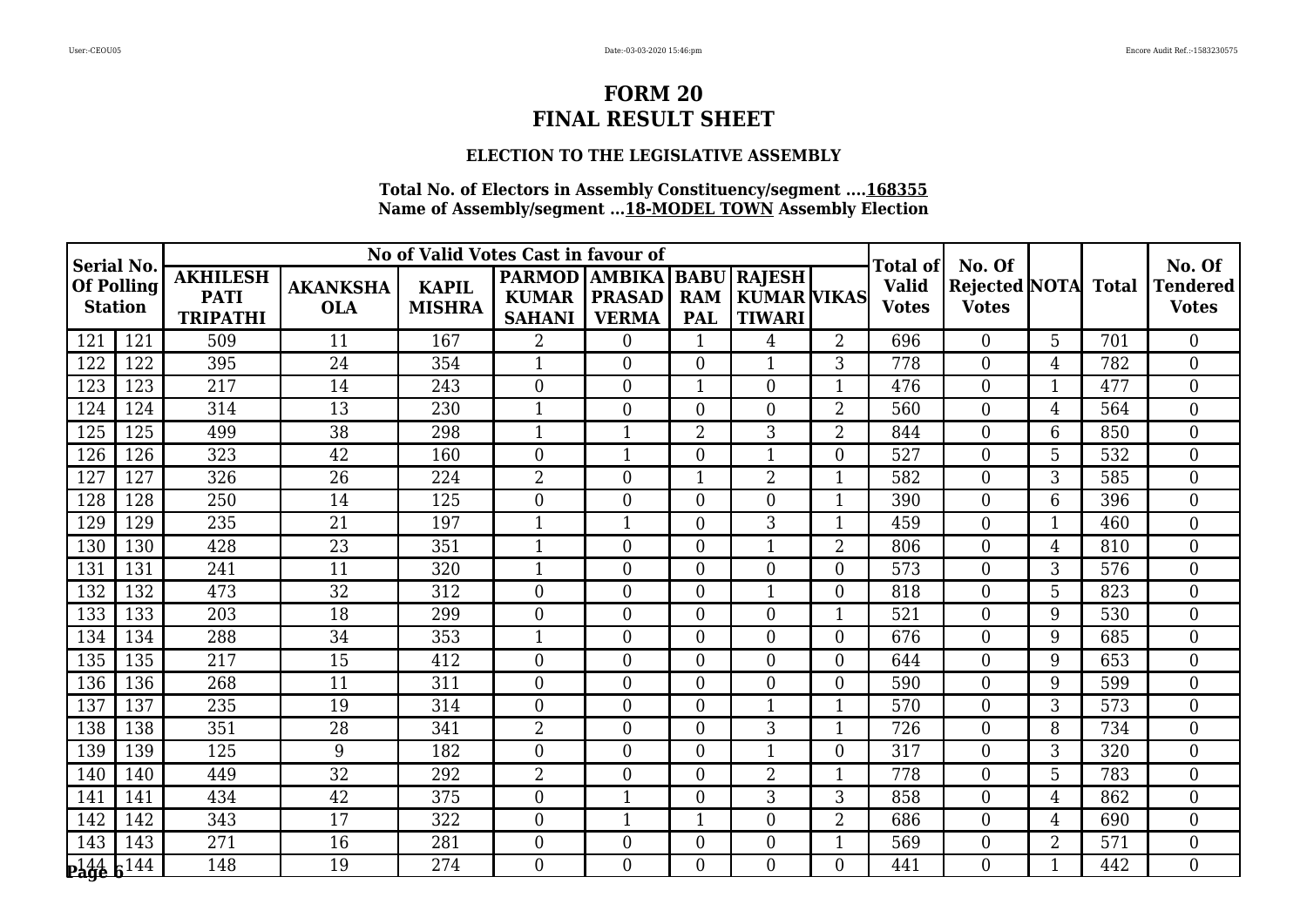# FORM 20
# FINAL RESULT SHEET

### ELECTION TO THE LEGISLATIVE ASSEMBLY

**Total No. of Electors in Assembly Constituency/segment ....168355**
**Name of Assembly/segment ...18-MODEL TOWN Assembly Election**

| Serial No. Of Polling Station | | No of Valid Votes Cast in favour of | | | | | | | | Total of Valid Votes | No. Of Rejected Votes | NOTA | Total | No. Of Tendered Votes |
|---|---|---|---|---|---|---|---|---|---|---|---|---|---|---|
| | | AKHILESH PATI TRIPATHI | AKANKSHA OLA | KAPIL MISHRA | PARMOD KUMAR SAHANI | AMBIKA PRASAD VERMA | BABU RAM PAL | RAJESH KUMAR TIWARI | VIKAS | | | | | |
| 121 | 121 | 509 | 11 | 167 | 2 | 0 | 1 | 4 | 2 | 696 | 0 | 5 | 701 | 0 |
| 122 | 122 | 395 | 24 | 354 | 1 | 0 | 0 | 1 | 3 | 778 | 0 | 4 | 782 | 0 |
| 123 | 123 | 217 | 14 | 243 | 0 | 0 | 1 | 0 | 1 | 476 | 0 | 1 | 477 | 0 |
| 124 | 124 | 314 | 13 | 230 | 1 | 0 | 0 | 0 | 2 | 560 | 0 | 4 | 564 | 0 |
| 125 | 125 | 499 | 38 | 298 | 1 | 1 | 2 | 3 | 2 | 844 | 0 | 6 | 850 | 0 |
| 126 | 126 | 323 | 42 | 160 | 0 | 1 | 0 | 1 | 0 | 527 | 0 | 5 | 532 | 0 |
| 127 | 127 | 326 | 26 | 224 | 2 | 0 | 1 | 2 | 1 | 582 | 0 | 3 | 585 | 0 |
| 128 | 128 | 250 | 14 | 125 | 0 | 0 | 0 | 0 | 1 | 390 | 0 | 6 | 396 | 0 |
| 129 | 129 | 235 | 21 | 197 | 1 | 1 | 0 | 3 | 1 | 459 | 0 | 1 | 460 | 0 |
| 130 | 130 | 428 | 23 | 351 | 1 | 0 | 0 | 1 | 2 | 806 | 0 | 4 | 810 | 0 |
| 131 | 131 | 241 | 11 | 320 | 1 | 0 | 0 | 0 | 0 | 573 | 0 | 3 | 576 | 0 |
| 132 | 132 | 473 | 32 | 312 | 0 | 0 | 0 | 1 | 0 | 818 | 0 | 5 | 823 | 0 |
| 133 | 133 | 203 | 18 | 299 | 0 | 0 | 0 | 0 | 1 | 521 | 0 | 9 | 530 | 0 |
| 134 | 134 | 288 | 34 | 353 | 1 | 0 | 0 | 0 | 0 | 676 | 0 | 9 | 685 | 0 |
| 135 | 135 | 217 | 15 | 412 | 0 | 0 | 0 | 0 | 0 | 644 | 0 | 9 | 653 | 0 |
| 136 | 136 | 268 | 11 | 311 | 0 | 0 | 0 | 0 | 0 | 590 | 0 | 9 | 599 | 0 |
| 137 | 137 | 235 | 19 | 314 | 0 | 0 | 0 | 1 | 1 | 570 | 0 | 3 | 573 | 0 |
| 138 | 138 | 351 | 28 | 341 | 2 | 0 | 0 | 3 | 1 | 726 | 0 | 8 | 734 | 0 |
| 139 | 139 | 125 | 9 | 182 | 0 | 0 | 0 | 1 | 0 | 317 | 0 | 3 | 320 | 0 |
| 140 | 140 | 449 | 32 | 292 | 2 | 0 | 0 | 2 | 1 | 778 | 0 | 5 | 783 | 0 |
| 141 | 141 | 434 | 42 | 375 | 0 | 1 | 0 | 3 | 3 | 858 | 0 | 4 | 862 | 0 |
| 142 | 142 | 343 | 17 | 322 | 0 | 1 | 1 | 0 | 2 | 686 | 0 | 4 | 690 | 0 |
| 143 | 143 | 271 | 16 | 281 | 0 | 0 | 0 | 0 | 1 | 569 | 0 | 2 | 571 | 0 |
| 144 | 144 | 148 | 19 | 274 | 0 | 0 | 0 | 0 | 0 | 441 | 0 | 1 | 442 | 0 |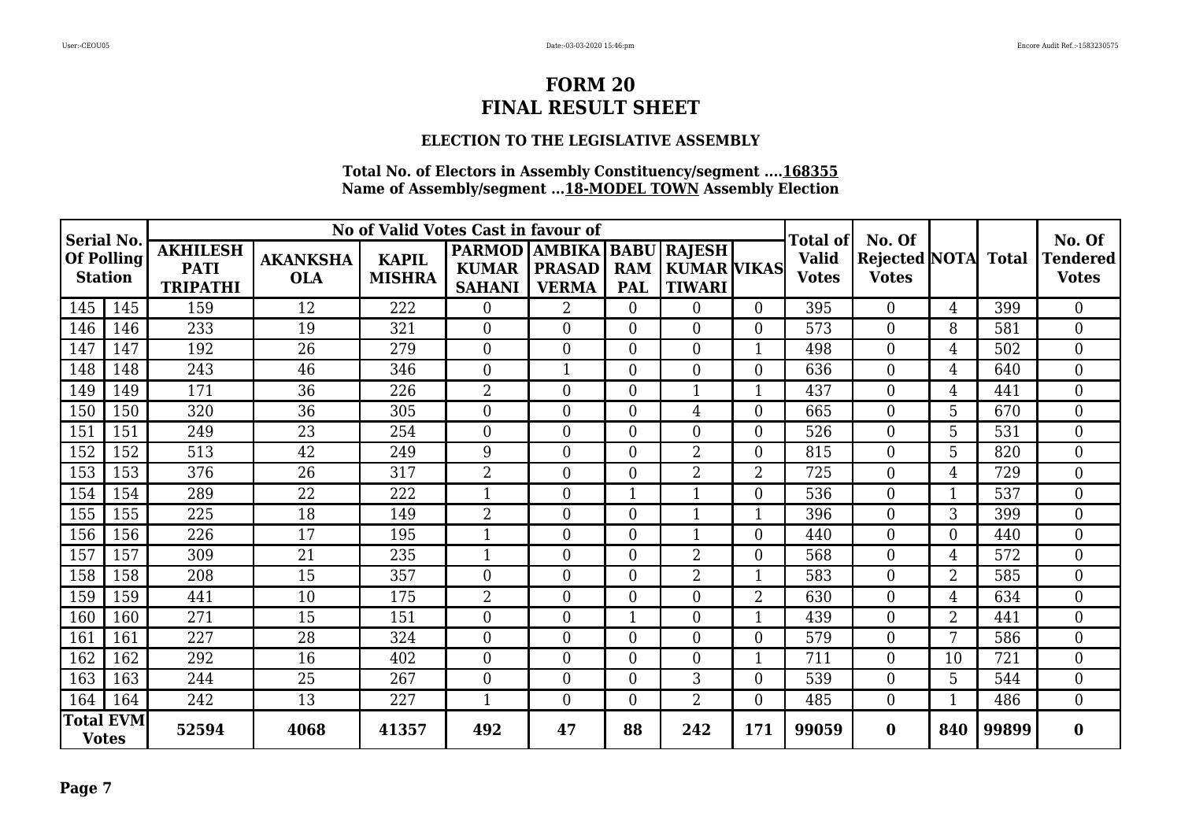# FORM 20
# FINAL RESULT SHEET

### ELECTION TO THE LEGISLATIVE ASSEMBLY

**Total No. of Electors in Assembly Constituency/segment ....168355**
**Name of Assembly/segment ...18-MODEL TOWN Assembly Election**

| Serial No. Of Polling Station | | No of Valid Votes Cast in favour of | | | | | | | | Total of Valid Votes | No. Of Rejected Votes | NOTA | Total | No. Of Tendered Votes |
|---|---|---|---|---|---|---|---|---|---|---|---|---|---|---|
| | | AKHILESH PATI TRIPATHI | AKANKSHA OLA | KAPIL MISHRA | PARMOD KUMAR SAHANI | AMBIKA PRASAD VERMA | BABU RAM PAL | RAJESH KUMAR TIWARI | VIKAS | | | | | |
| 145 | 145 | 159 | 12 | 222 | 0 | 2 | 0 | 0 | 0 | 395 | 0 | 4 | 399 | 0 |
| 146 | 146 | 233 | 19 | 321 | 0 | 0 | 0 | 0 | 0 | 573 | 0 | 8 | 581 | 0 |
| 147 | 147 | 192 | 26 | 279 | 0 | 0 | 0 | 0 | 1 | 498 | 0 | 4 | 502 | 0 |
| 148 | 148 | 243 | 46 | 346 | 0 | 1 | 0 | 0 | 0 | 636 | 0 | 4 | 640 | 0 |
| 149 | 149 | 171 | 36 | 226 | 2 | 0 | 0 | 1 | 1 | 437 | 0 | 4 | 441 | 0 |
| 150 | 150 | 320 | 36 | 305 | 0 | 0 | 0 | 4 | 0 | 665 | 0 | 5 | 670 | 0 |
| 151 | 151 | 249 | 23 | 254 | 0 | 0 | 0 | 0 | 0 | 526 | 0 | 5 | 531 | 0 |
| 152 | 152 | 513 | 42 | 249 | 9 | 0 | 0 | 2 | 0 | 815 | 0 | 5 | 820 | 0 |
| 153 | 153 | 376 | 26 | 317 | 2 | 0 | 0 | 2 | 2 | 725 | 0 | 4 | 729 | 0 |
| 154 | 154 | 289 | 22 | 222 | 1 | 0 | 1 | 1 | 0 | 536 | 0 | 1 | 537 | 0 |
| 155 | 155 | 225 | 18 | 149 | 2 | 0 | 0 | 1 | 1 | 396 | 0 | 3 | 399 | 0 |
| 156 | 156 | 226 | 17 | 195 | 1 | 0 | 0 | 1 | 0 | 440 | 0 | 0 | 440 | 0 |
| 157 | 157 | 309 | 21 | 235 | 1 | 0 | 0 | 2 | 0 | 568 | 0 | 4 | 572 | 0 |
| 158 | 158 | 208 | 15 | 357 | 0 | 0 | 0 | 2 | 1 | 583 | 0 | 2 | 585 | 0 |
| 159 | 159 | 441 | 10 | 175 | 2 | 0 | 0 | 0 | 2 | 630 | 0 | 4 | 634 | 0 |
| 160 | 160 | 271 | 15 | 151 | 0 | 0 | 1 | 0 | 1 | 439 | 0 | 2 | 441 | 0 |
| 161 | 161 | 227 | 28 | 324 | 0 | 0 | 0 | 0 | 0 | 579 | 0 | 7 | 586 | 0 |
| 162 | 162 | 292 | 16 | 402 | 0 | 0 | 0 | 0 | 1 | 711 | 0 | 10 | 721 | 0 |
| 163 | 163 | 244 | 25 | 267 | 0 | 0 | 0 | 3 | 0 | 539 | 0 | 5 | 544 | 0 |
| 164 | 164 | 242 | 13 | 227 | 1 | 0 | 0 | 2 | 0 | 485 | 0 | 1 | 486 | 0 |
| **Total EVM Votes** | | **52594** | **4068** | **41357** | **492** | **47** | **88** | **242** | **171** | **99059** | **0** | **840** | **99899** | **0** |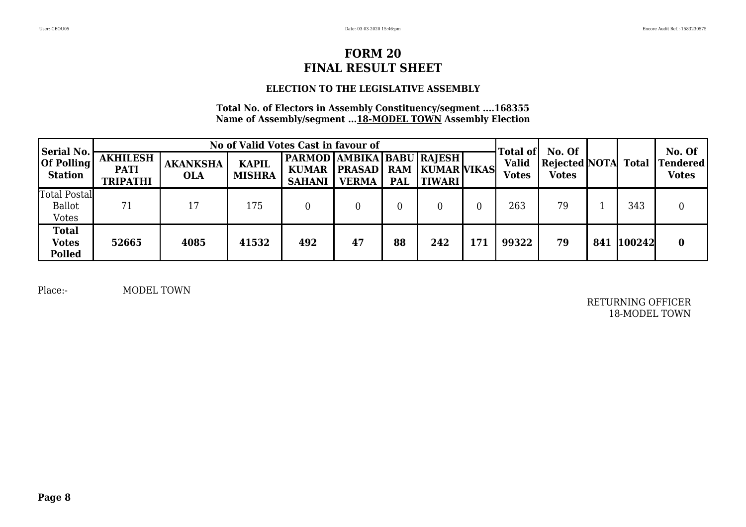# FORM 20
# FINAL RESULT SHEET

### ELECTION TO THE LEGISLATIVE ASSEMBLY

**Total No. of Electors in Assembly Constituency/segment ....168355**
**Name of Assembly/segment ...18-MODEL TOWN Assembly Election**

| Serial No. Of Polling Station | No of Valid Votes Cast in favour of | | | | | | | | Total of Valid Votes | No. Of Rejected Votes | NOTA | Total | No. Of Tendered Votes |
|---|---|---|---|---|---|---|---|---|---|---|---|---|---|
| | AKHILESH PATI TRIPATHI | AKANKSHA OLA | KAPIL MISHRA | PARMOD KUMAR SAHANI | AMBIKA PRASAD VERMA | BABU RAM PAL | RAJESH KUMAR TIWARI | VIKAS | | | | | |
| Total Postal Ballot Votes | 71 | 17 | 175 | 0 | 0 | 0 | 0 | 0 | 263 | 79 | 1 | 343 | 0 |
| **Total Votes Polled** | **52665** | **4085** | **41532** | **492** | **47** | **88** | **242** | **171** | **99322** | **79** | **841** | **100242** | **0** |

Place:- MODEL TOWN

RETURNING OFFICER
18-MODEL TOWN